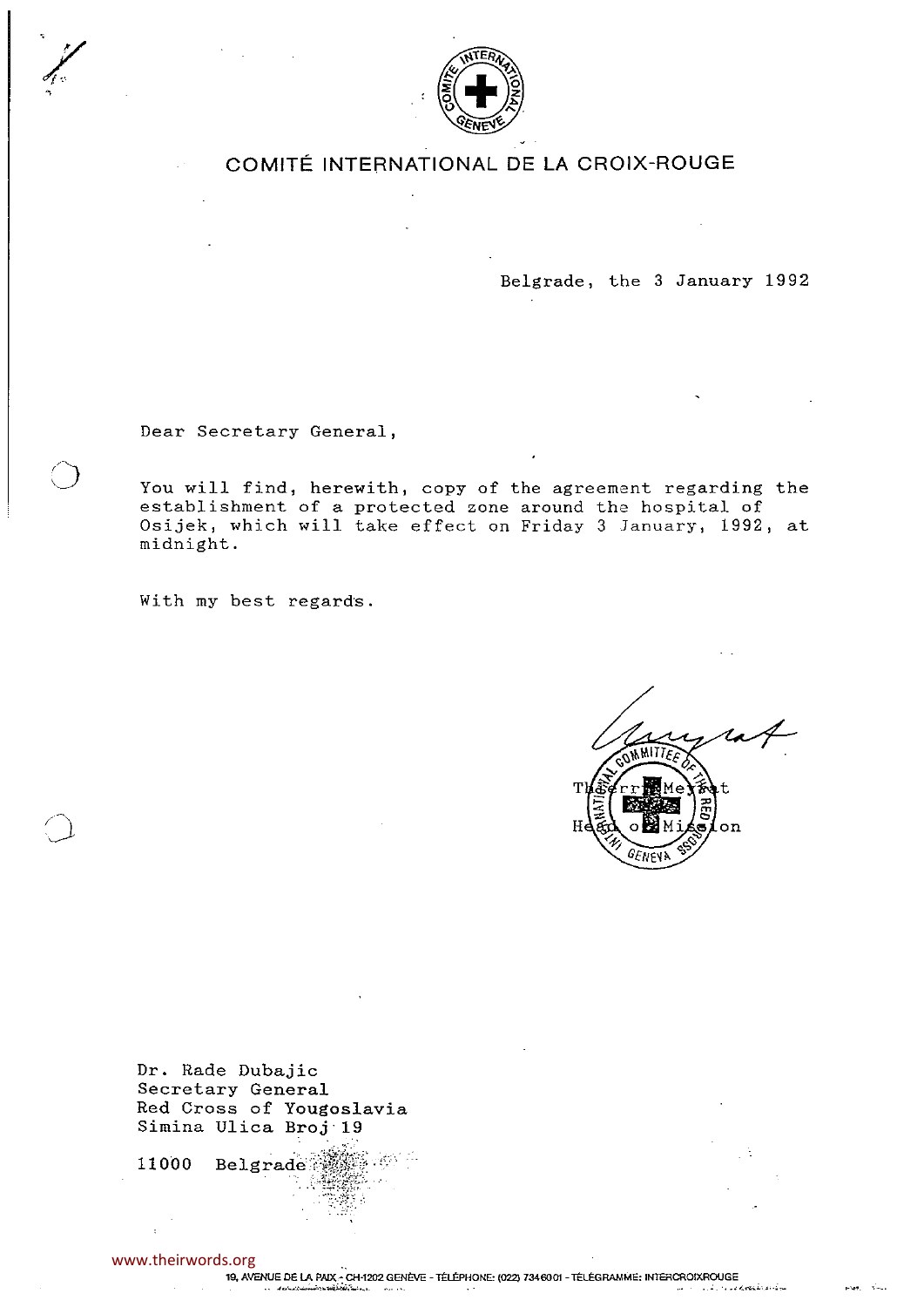COMITÉ INTERNATIONAL DE LA CROIX-ROUGE

Belgrade, the 3 January 1992

Dear Secretary General,

You will find, herewith, copy of the agreement regarding the establishment of a protected zone around the hospital of Osijek, which will take effect on Friday 3 January, 1992, at midnight.

With my best regards.

Thierry Meyrat
Head of Mission

Dr. Rade Dubajic
Secretary General
Red Cross of Yougoslavia
Simina Ulica Broj 19

11000 Belgrade

19, AVENUE DE LA PAIX - CH-1202 GENÈVE - TÉLÉPHONE: (022) 7346001 - TÉLÉGRAMME: INTERCROIXROUGE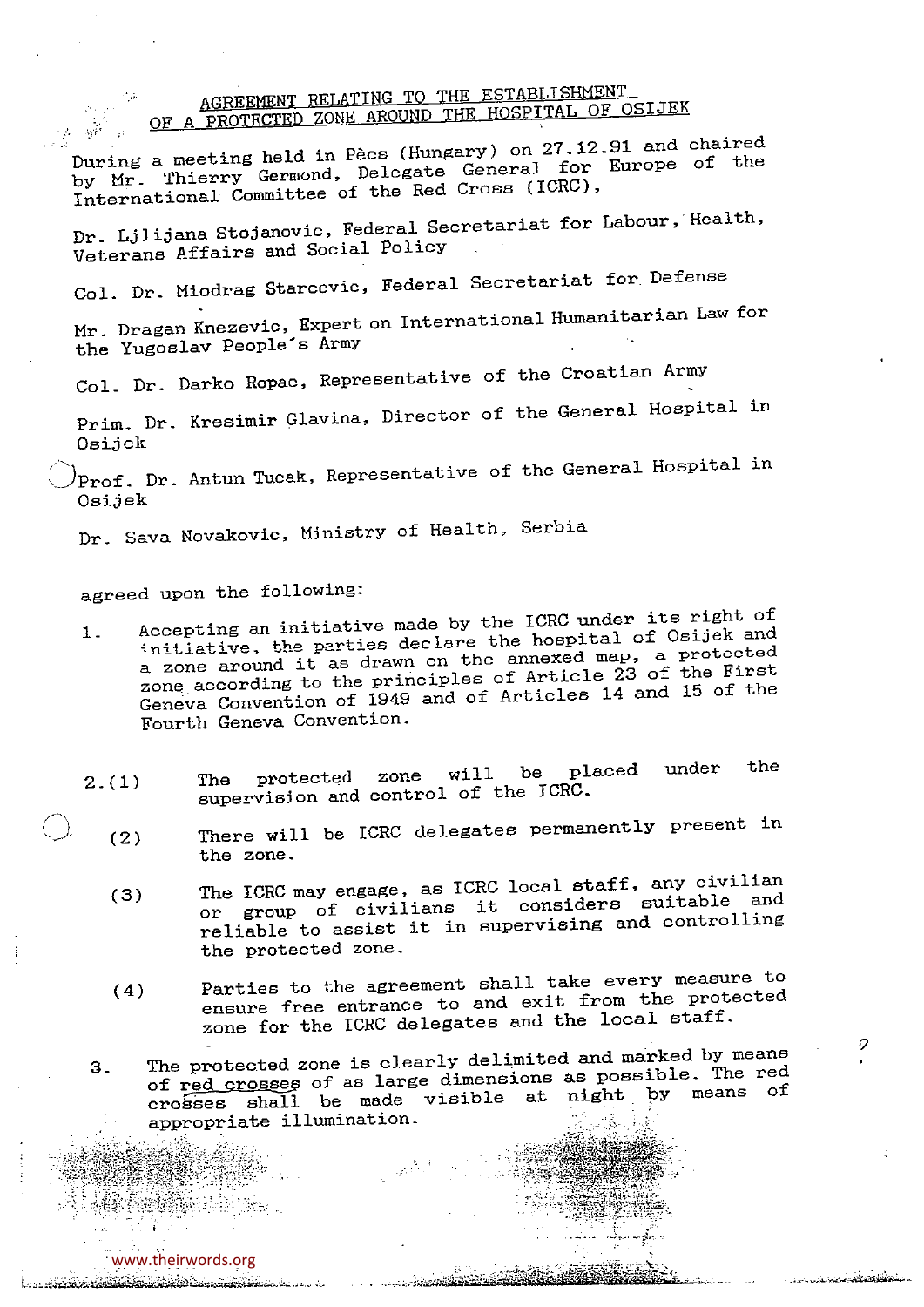## AGREEMENT RELATING TO THE ESTABLISHMENT OF A PROTECTED ZONE AROUND THE HOSPITAL OF OSIJEK

During a meeting held in Pècs (Hungary) on 27.12.91 and chaired by Mr. Thierry Germond, Delegate General for Europe of the International Committee of the Red Cross (ICRC),

Dr. Ljlijana Stojanovic, Federal Secretariat for Labour, Health, Veterans Affairs and Social Policy

Col. Dr. Miodrag Starcevic, Federal Secretariat for Defense

Mr. Dragan Knezevic, Expert on International Humanitarian Law for the Yugoslav People's Army

Col. Dr. Darko Ropac, Representative of the Croatian Army

Prim. Dr. Kresimir Glavina, Director of the General Hospital in Osijek

Prof. Dr. Antun Tucak, Representative of the General Hospital in Osijek

Dr. Sava Novakovic, Ministry of Health, Serbia

agreed upon the following:

1. Accepting an initiative made by the ICRC under its right of initiative, the parties declare the hospital of Osijek and a zone around it as drawn on the annexed map, a protected zone according to the principles of Article 23 of the First Geneva Convention of 1949 and of Articles 14 and 15 of the Fourth Geneva Convention.

2.(1) The protected zone will be placed under the supervision and control of the ICRC.

  (2) There will be ICRC delegates permanently present in the zone.

  (3) The ICRC may engage, as ICRC local staff, any civilian or group of civilians it considers suitable and reliable to assist it in supervising and controlling the protected zone.

  (4) Parties to the agreement shall take every measure to ensure free entrance to and exit from the protected zone for the ICRC delegates and the local staff.

3. The protected zone is clearly delimited and marked by means of red crosses of as large dimensions as possible. The red crosses shall be made visible at night by means of appropriate illumination.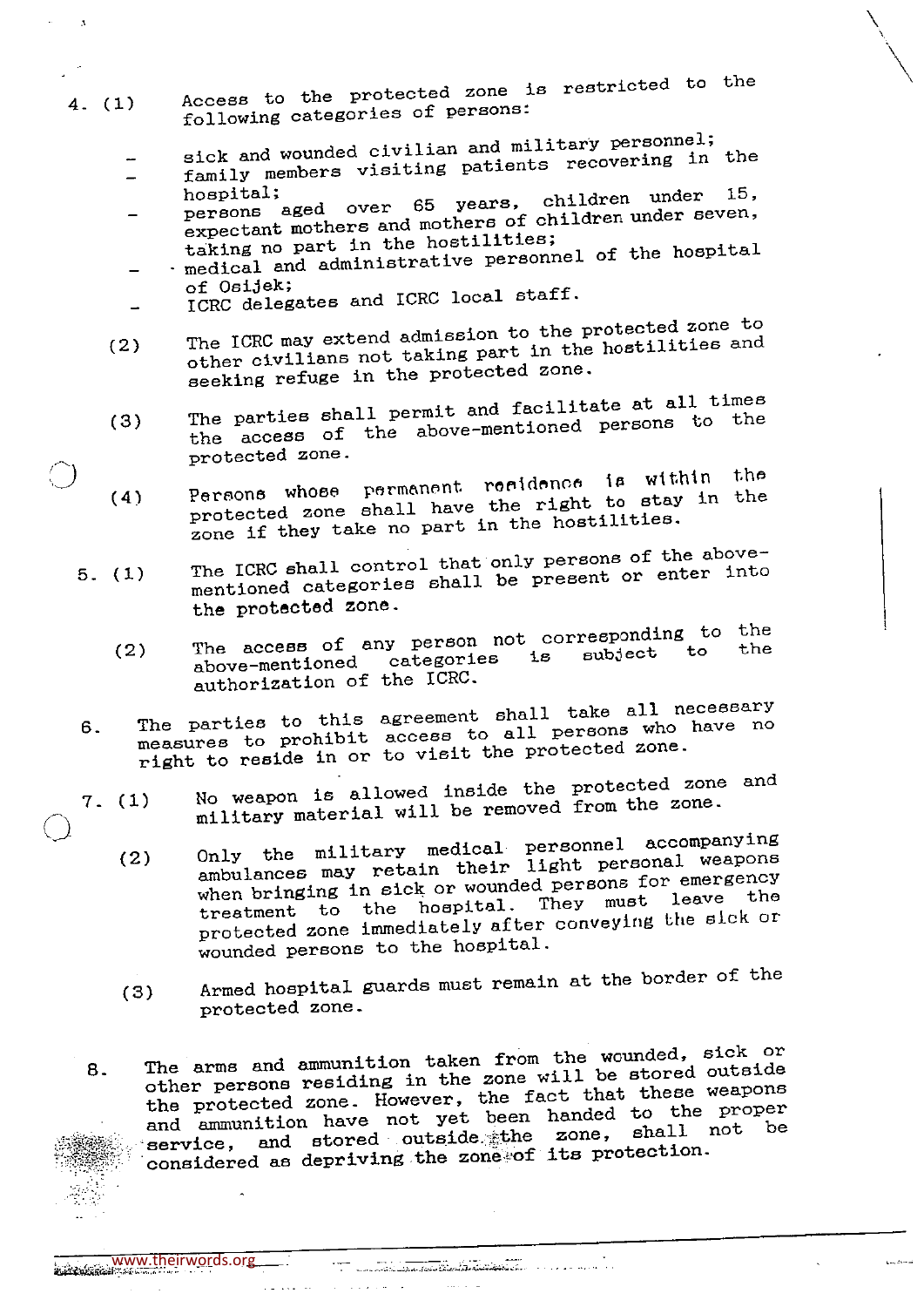4. (1) Access to the protected zone is restricted to the following categories of persons:

   - sick and wounded civilian and military personnel;
   - family members visiting patients recovering in the hospital;
   - persons aged over 65 years, children under 15, expectant mothers and mothers of children under seven, taking no part in the hostilities;
   - medical and administrative personnel of the hospital of Osijek;
   - ICRC delegates and ICRC local staff.

   (2) The ICRC may extend admission to the protected zone to other civilians not taking part in the hostilities and seeking refuge in the protected zone.

   (3) The parties shall permit and facilitate at all times the access of the above-mentioned persons to the protected zone.

   (4) Persons whose permanent residence is within the protected zone shall have the right to stay in the zone if they take no part in the hostilities.

5. (1) The ICRC shall control that only persons of the above-mentioned categories shall be present or enter into the protected zone.

   (2) The access of any person not corresponding to the above-mentioned categories is subject to the authorization of the ICRC.

6. The parties to this agreement shall take all necessary measures to prohibit access to all persons who have no right to reside in or to visit the protected zone.

7. (1) No weapon is allowed inside the protected zone and military material will be removed from the zone.

   (2) Only the military medical personnel accompanying ambulances may retain their light personal weapons when bringing in sick or wounded persons for emergency treatment to the hospital. They must leave the protected zone immediately after conveying the sick or wounded persons to the hospital.

   (3) Armed hospital guards must remain at the border of the protected zone.

8. The arms and ammunition taken from the wounded, sick or other persons residing in the zone will be stored outside the protected zone. However, the fact that these weapons and ammunition have not yet been handed to the proper service, and stored outside the zone, shall not be considered as depriving the zone of its protection.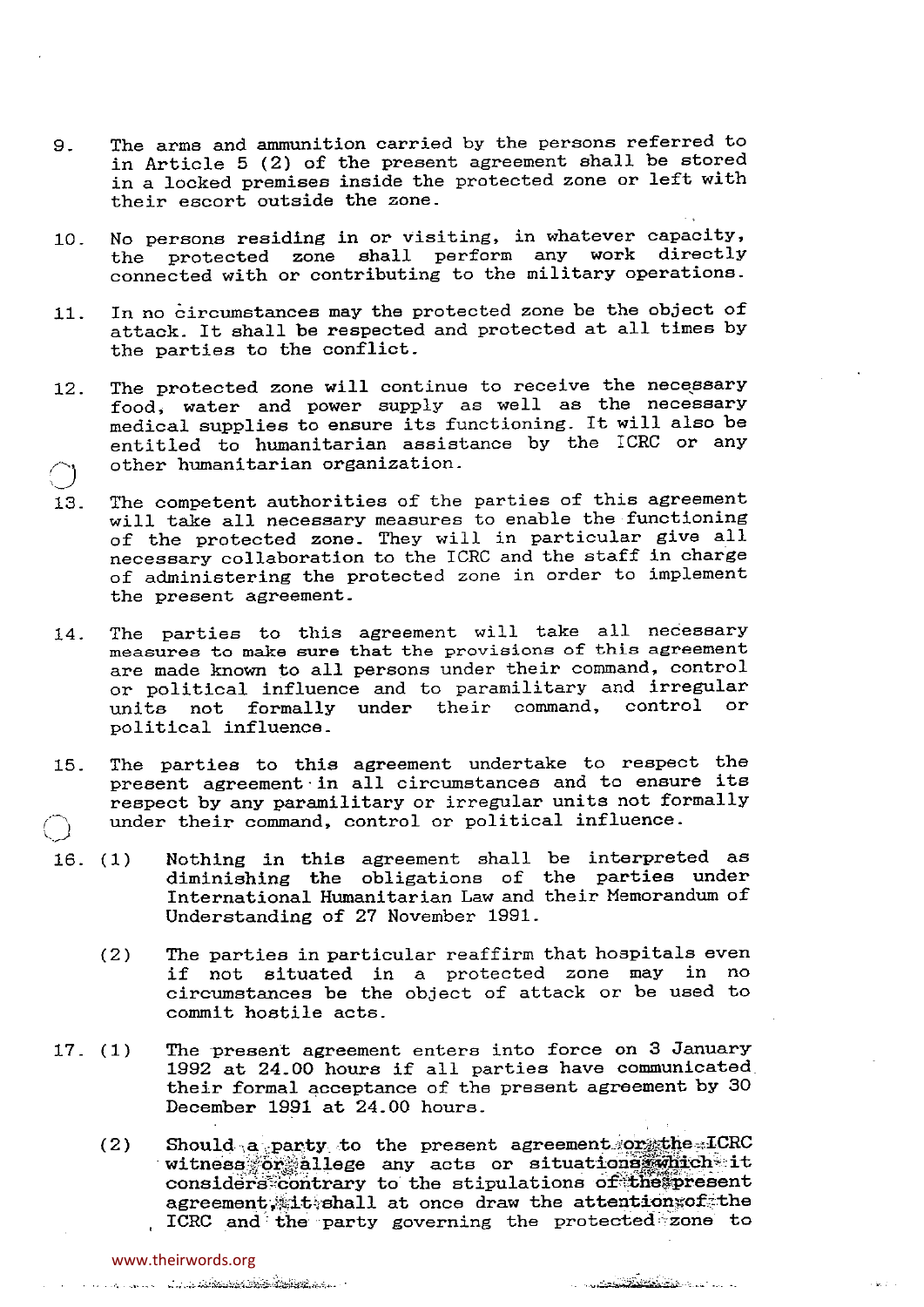9. The arms and ammunition carried by the persons referred to in Article 5 (2) of the present agreement shall be stored in a locked premises inside the protected zone or left with their escort outside the zone.

10. No persons residing in or visiting, in whatever capacity, the protected zone shall perform any work directly connected with or contributing to the military operations.

11. In no circumstances may the protected zone be the object of attack. It shall be respected and protected at all times by the parties to the conflict.

12. The protected zone will continue to receive the necessary food, water and power supply as well as the necessary medical supplies to ensure its functioning. It will also be entitled to humanitarian assistance by the ICRC or any other humanitarian organization.

13. The competent authorities of the parties of this agreement will take all necessary measures to enable the functioning of the protected zone. They will in particular give all necessary collaboration to the ICRC and the staff in charge of administering the protected zone in order to implement the present agreement.

14. The parties to this agreement will take all necessary measures to make sure that the provisions of this agreement are made known to all persons under their command, control or political influence and to paramilitary and irregular units not formally under their command, control or political influence.

15. The parties to this agreement undertake to respect the present agreement in all circumstances and to ensure its respect by any paramilitary or irregular units not formally under their command, control or political influence.

16. (1) Nothing in this agreement shall be interpreted as diminishing the obligations of the parties under International Humanitarian Law and their Memorandum of Understanding of 27 November 1991.

    (2) The parties in particular reaffirm that hospitals even if not situated in a protected zone may in no circumstances be the object of attack or be used to commit hostile acts.

17. (1) The present agreement enters into force on 3 January 1992 at 24.00 hours if all parties have communicated their formal acceptance of the present agreement by 30 December 1991 at 24.00 hours.

    (2) Should a party to the present agreement or the ICRC witness or allege any acts or situations which it considers contrary to the stipulations of the present agreement, it shall at once draw the attention of the ICRC and the party governing the protected zone to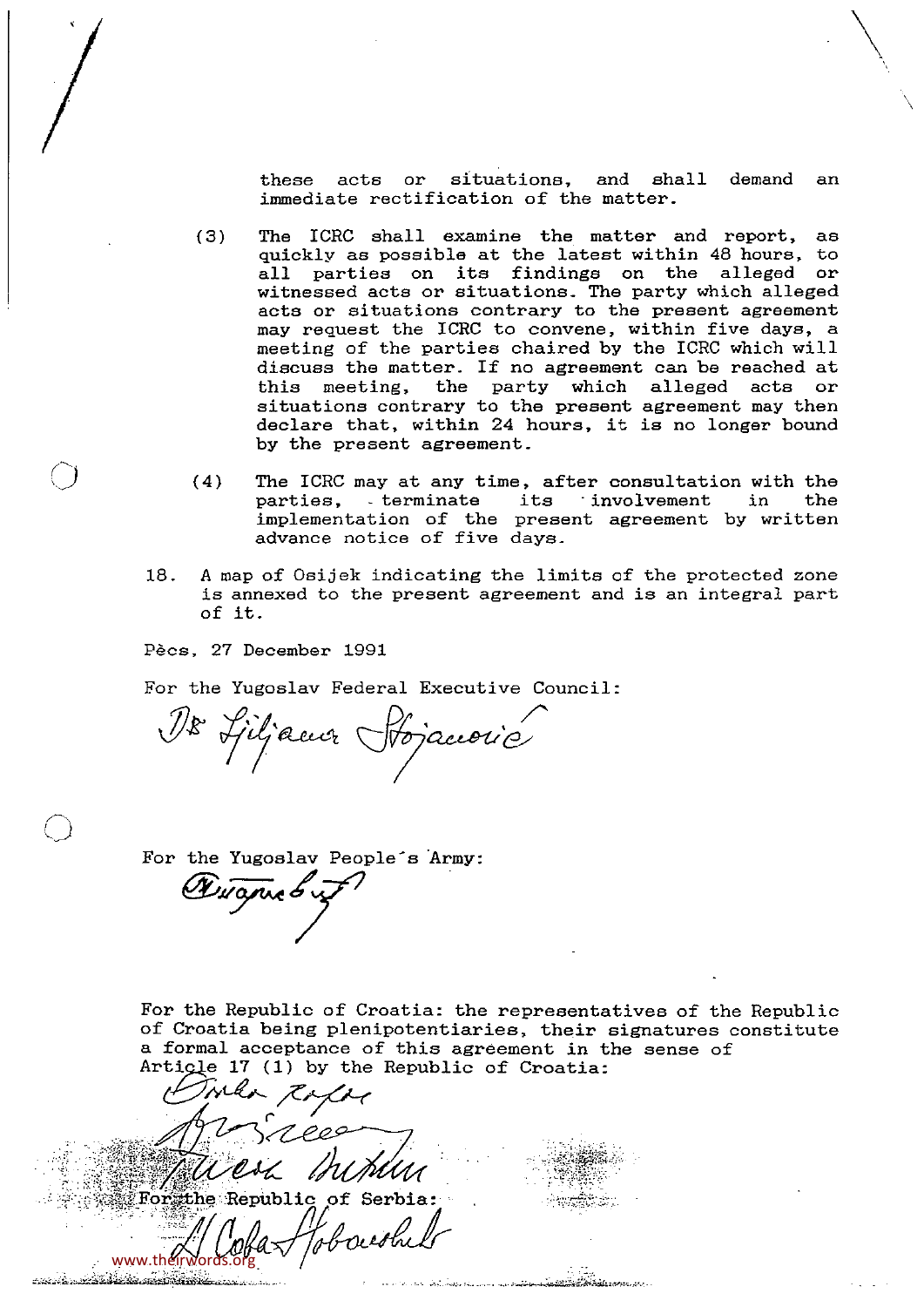these acts or situations, and shall demand an immediate rectification of the matter.

(3) The ICRC shall examine the matter and report, as quickly as possible at the latest within 48 hours, to all parties on its findings on the alleged or witnessed acts or situations. The party which alleged acts or situations contrary to the present agreement may request the ICRC to convene, within five days, a meeting of the parties chaired by the ICRC which will discuss the matter. If no agreement can be reached at this meeting, the party which alleged acts or situations contrary to the present agreement may then declare that, within 24 hours, it is no longer bound by the present agreement.

(4) The ICRC may at any time, after consultation with the parties, terminate its involvement in the implementation of the present agreement by written advance notice of five days.

18. A map of Osijek indicating the limits of the protected zone is annexed to the present agreement and is an integral part of it.

Pècs, 27 December 1991

For the Yugoslav Federal Executive Council:

Dr Ljiljana Stojanović

For the Yugoslav People's Army:

For the Republic of Croatia: the representatives of the Republic of Croatia being plenipotentiaries, their signatures constitute a formal acceptance of this agreement in the sense of Article 17 (1) by the Republic of Croatia:

For the Republic of Serbia: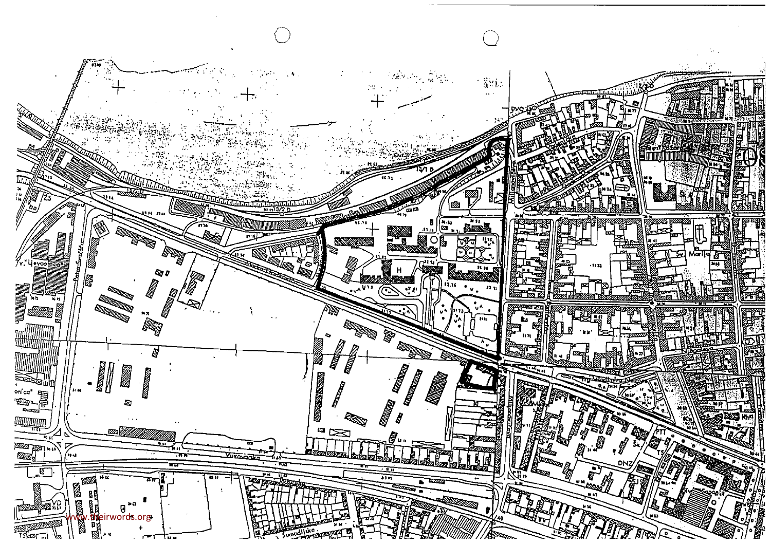Vukovarska

Sv. Marija

PTT

DNZ

Sumadijska